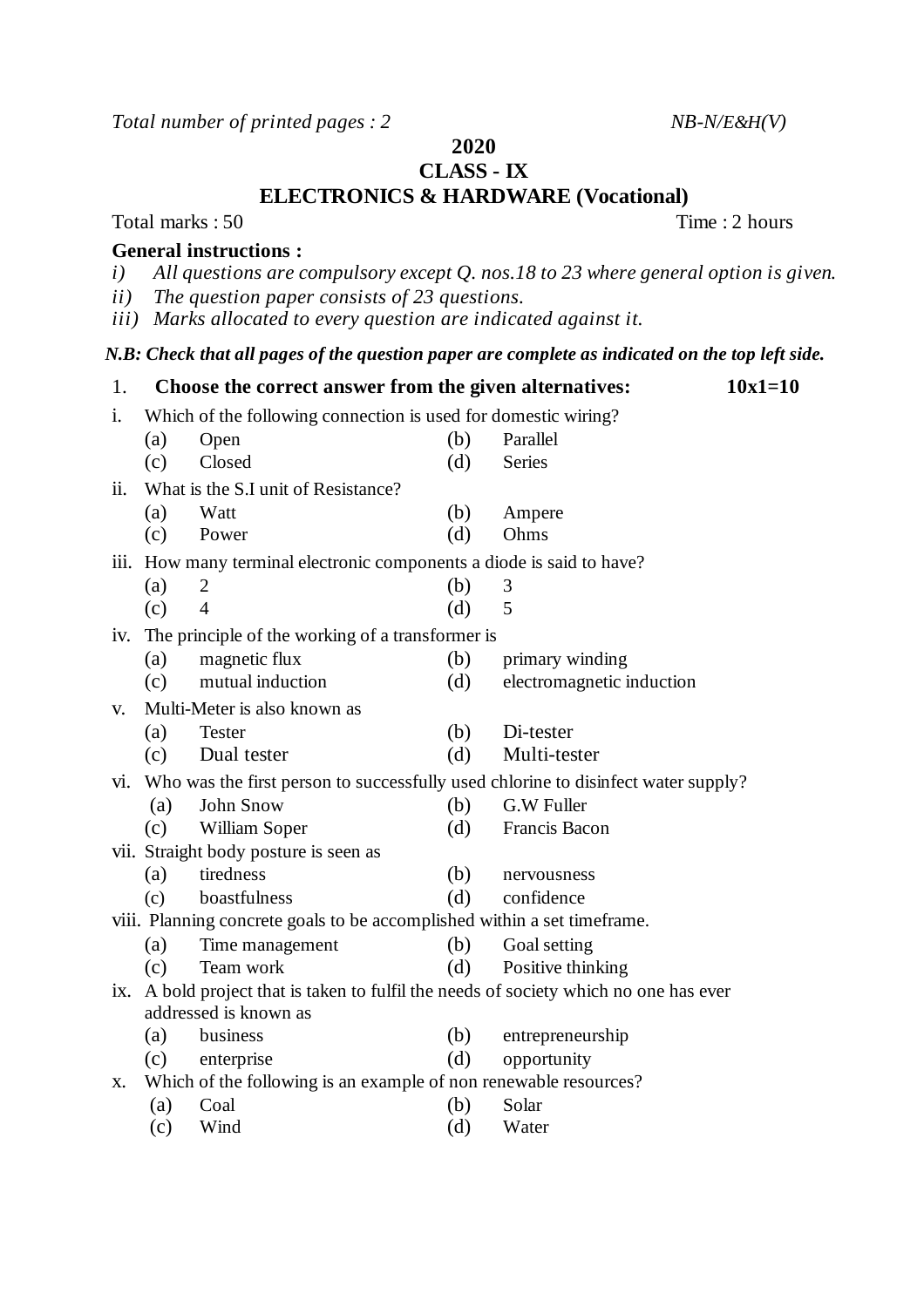*Total number of printed pages : 2* *NB-N/E&H(V)*

# 2020

## CLASS - IX

## ELECTRONICS & HARDWARE (Vocational)

Total marks : 50 Time : 2 hours

**General instructions :**

*i) All questions are compulsory except Q. nos.18 to 23 where general option is given.*
*ii) The question paper consists of 23 questions.*
*iii) Marks allocated to every question are indicated against it.*

***N.B: Check that all pages of the question paper are complete as indicated on the top left side.***

1. **Choose the correct answer from the given alternatives:** **10x1=10**

i. Which of the following connection is used for domestic wiring?

| | | | |
|---|---|---|---|
| (a) | Open | (b) | Parallel |
| (c) | Closed | (d) | Series |

ii. What is the S.I unit of Resistance?

| | | | |
|---|---|---|---|
| (a) | Watt | (b) | Ampere |
| (c) | Power | (d) | Ohms |

iii. How many terminal electronic components a diode is said to have?

| | | | |
|---|---|---|---|
| (a) | 2 | (b) | 3 |
| (c) | 4 | (d) | 5 |

iv. The principle of the working of a transformer is

| | | | |
|---|---|---|---|
| (a) | magnetic flux | (b) | primary winding |
| (c) | mutual induction | (d) | electromagnetic induction |

v. Multi-Meter is also known as

| | | | |
|---|---|---|---|
| (a) | Tester | (b) | Di-tester |
| (c) | Dual tester | (d) | Multi-tester |

vi. Who was the first person to successfully used chlorine to disinfect water supply?

| | | | |
|---|---|---|---|
| (a) | John Snow | (b) | G.W Fuller |
| (c) | William Soper | (d) | Francis Bacon |

vii. Straight body posture is seen as

| | | | |
|---|---|---|---|
| (a) | tiredness | (b) | nervousness |
| (c) | boastfulness | (d) | confidence |

viii. Planning concrete goals to be accomplished within a set timeframe.

| | | | |
|---|---|---|---|
| (a) | Time management | (b) | Goal setting |
| (c) | Team work | (d) | Positive thinking |

ix. A bold project that is taken to fulfil the needs of society which no one has ever addressed is known as

| | | | |
|---|---|---|---|
| (a) | business | (b) | entrepreneurship |
| (c) | enterprise | (d) | opportunity |

x. Which of the following is an example of non renewable resources?

| | | | |
|---|---|---|---|
| (a) | Coal | (b) | Solar |
| (c) | Wind | (d) | Water |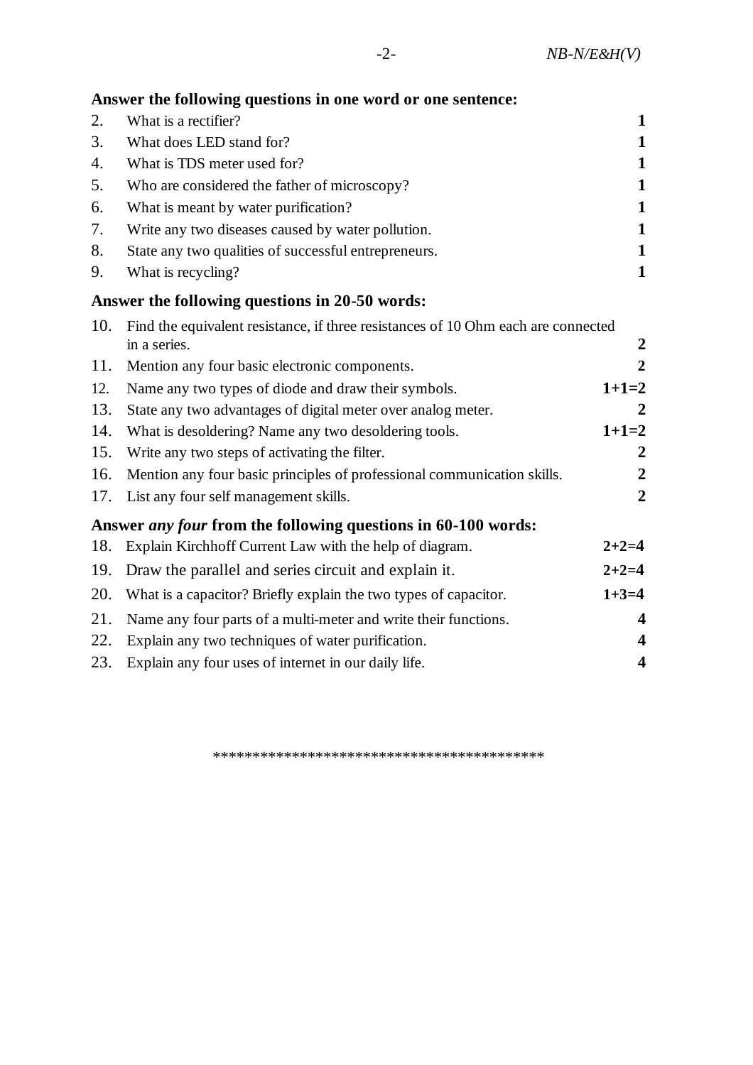**Answer the following questions in one word or one sentence:**

2. What is a rectifier? **1**
3. What does LED stand for? **1**
4. What is TDS meter used for? **1**
5. Who are considered the father of microscopy? **1**
6. What is meant by water purification? **1**
7. Write any two diseases caused by water pollution. **1**
8. State any two qualities of successful entrepreneurs. **1**
9. What is recycling? **1**

**Answer the following questions in 20-50 words:**

10. Find the equivalent resistance, if three resistances of 10 Ohm each are connected in a series. **2**
11. Mention any four basic electronic components. **2**
12. Name any two types of diode and draw their symbols. **1+1=2**
13. State any two advantages of digital meter over analog meter. **2**
14. What is desoldering? Name any two desoldering tools. **1+1=2**
15. Write any two steps of activating the filter. **2**
16. Mention any four basic principles of professional communication skills. **2**
17. List any four self management skills. **2**

**Answer *any four* from the following questions in 60-100 words:**

18. Explain Kirchhoff Current Law with the help of diagram. **2+2=4**
19. Draw the parallel and series circuit and explain it. **2+2=4**
20. What is a capacitor? Briefly explain the two types of capacitor. **1+3=4**
21. Name any four parts of a multi-meter and write their functions. **4**
22. Explain any two techniques of water purification. **4**
23. Explain any four uses of internet in our daily life. **4**

******************************************